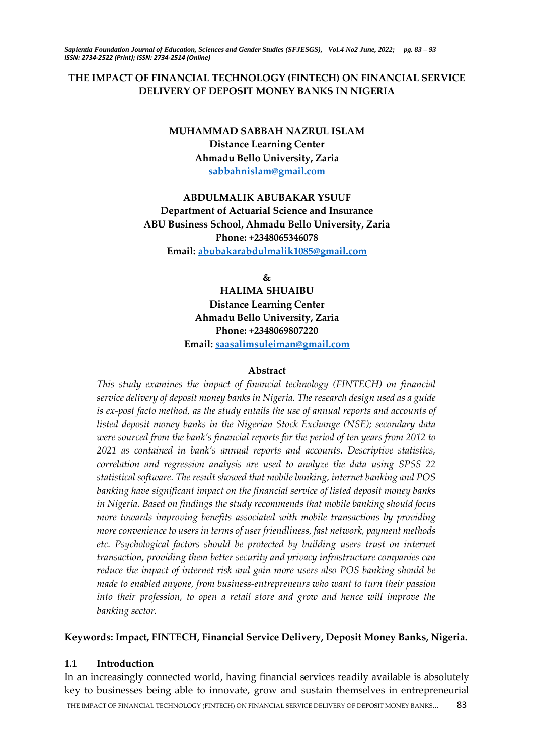# THE IMPACT OF FINANCIAL TECHNOLOGY (FINTECH) ON FINANCIAL SERVICE DELIVERY OF DEPOSIT MONEY BANKS IN NIGERIA

**MUHAMMAD SABBAH NAZRUL ISLAM**
**Distance Learning Center**
**Ahmadu Bello University, Zaria**
**sabbahnislam@gmail.com**

**ABDULMALIK ABUBAKAR YSUUF**
**Department of Actuarial Science and Insurance**
**ABU Business School, Ahmadu Bello University, Zaria**
**Phone: +2348065346078**
**Email: abubakarabdulmalik1085@gmail.com**

**&**

**HALIMA SHUAIBU**
**Distance Learning Center**
**Ahmadu Bello University, Zaria**
**Phone: +2348069807220**
**Email: saasalimsuleiman@gmail.com**

## Abstract

*This study examines the impact of financial technology (FINTECH) on financial service delivery of deposit money banks in Nigeria. The research design used as a guide is ex-post facto method, as the study entails the use of annual reports and accounts of listed deposit money banks in the Nigerian Stock Exchange (NSE); secondary data were sourced from the bank's financial reports for the period of ten years from 2012 to 2021 as contained in bank's annual reports and accounts. Descriptive statistics, correlation and regression analysis are used to analyze the data using SPSS 22 statistical software. The result showed that mobile banking, internet banking and POS banking have significant impact on the financial service of listed deposit money banks in Nigeria. Based on findings the study recommends that mobile banking should focus more towards improving benefits associated with mobile transactions by providing more convenience to users in terms of user friendliness, fast network, payment methods etc. Psychological factors should be protected by building users trust on internet transaction, providing them better security and privacy infrastructure companies can reduce the impact of internet risk and gain more users also POS banking should be made to enabled anyone, from business-entrepreneurs who want to turn their passion into their profession, to open a retail store and grow and hence will improve the banking sector.*

**Keywords: Impact, FINTECH, Financial Service Delivery, Deposit Money Banks, Nigeria.**

## 1.1 Introduction

In an increasingly connected world, having financial services readily available is absolutely key to businesses being able to innovate, grow and sustain themselves in entrepreneurial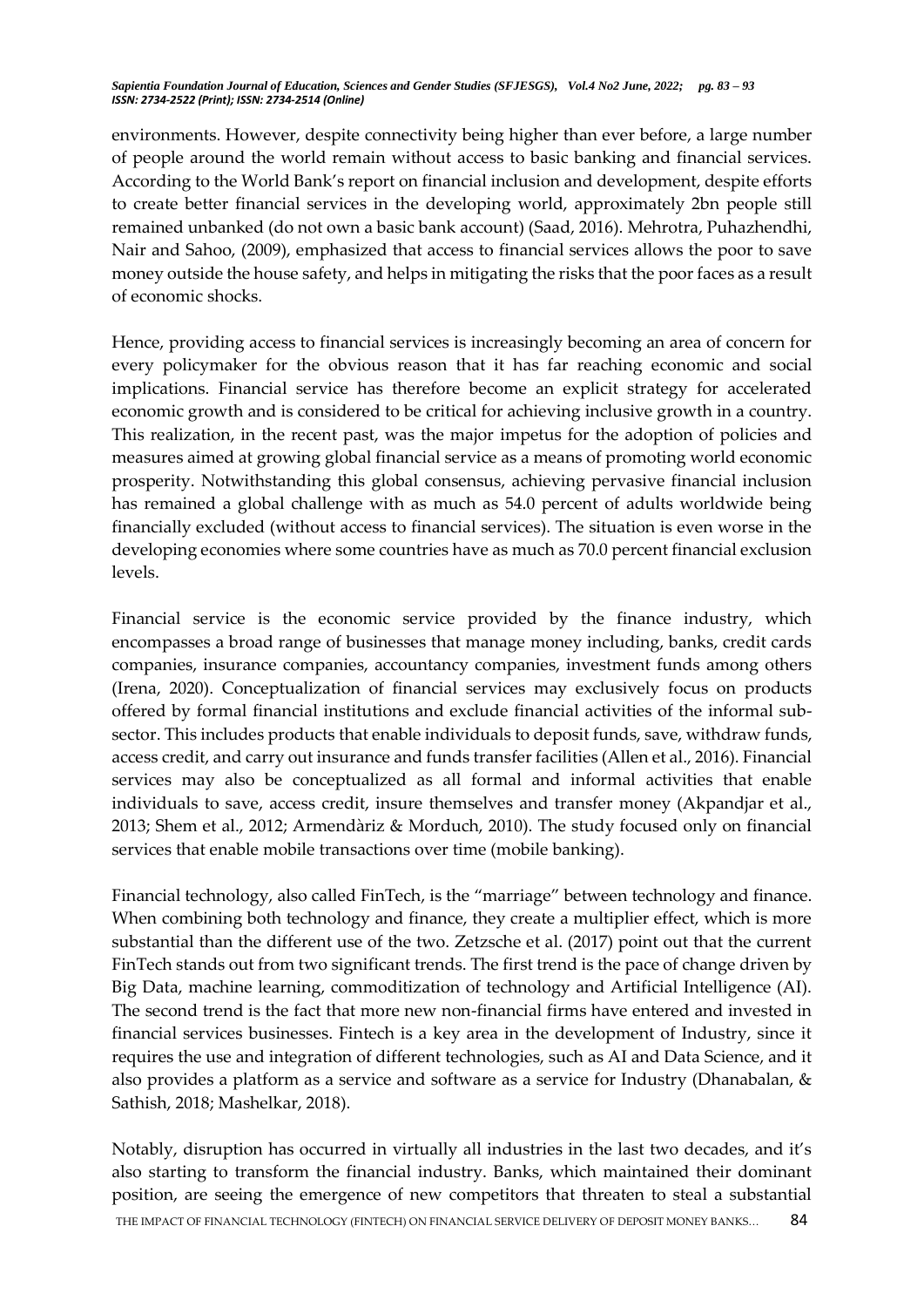environments. However, despite connectivity being higher than ever before, a large number of people around the world remain without access to basic banking and financial services. According to the World Bank's report on financial inclusion and development, despite efforts to create better financial services in the developing world, approximately 2bn people still remained unbanked (do not own a basic bank account) (Saad, 2016). Mehrotra, Puhazhendhi, Nair and Sahoo, (2009), emphasized that access to financial services allows the poor to save money outside the house safety, and helps in mitigating the risks that the poor faces as a result of economic shocks.

Hence, providing access to financial services is increasingly becoming an area of concern for every policymaker for the obvious reason that it has far reaching economic and social implications. Financial service has therefore become an explicit strategy for accelerated economic growth and is considered to be critical for achieving inclusive growth in a country. This realization, in the recent past, was the major impetus for the adoption of policies and measures aimed at growing global financial service as a means of promoting world economic prosperity. Notwithstanding this global consensus, achieving pervasive financial inclusion has remained a global challenge with as much as 54.0 percent of adults worldwide being financially excluded (without access to financial services). The situation is even worse in the developing economies where some countries have as much as 70.0 percent financial exclusion levels.

Financial service is the economic service provided by the finance industry, which encompasses a broad range of businesses that manage money including, banks, credit cards companies, insurance companies, accountancy companies, investment funds among others (Irena, 2020). Conceptualization of financial services may exclusively focus on products offered by formal financial institutions and exclude financial activities of the informal sub-sector. This includes products that enable individuals to deposit funds, save, withdraw funds, access credit, and carry out insurance and funds transfer facilities (Allen et al., 2016). Financial services may also be conceptualized as all formal and informal activities that enable individuals to save, access credit, insure themselves and transfer money (Akpandjar et al., 2013; Shem et al., 2012; Armendàriz & Morduch, 2010). The study focused only on financial services that enable mobile transactions over time (mobile banking).

Financial technology, also called FinTech, is the "marriage" between technology and finance. When combining both technology and finance, they create a multiplier effect, which is more substantial than the different use of the two. Zetzsche et al. (2017) point out that the current FinTech stands out from two significant trends. The first trend is the pace of change driven by Big Data, machine learning, commoditization of technology and Artificial Intelligence (AI). The second trend is the fact that more new non-financial firms have entered and invested in financial services businesses. Fintech is a key area in the development of Industry, since it requires the use and integration of different technologies, such as AI and Data Science, and it also provides a platform as a service and software as a service for Industry (Dhanabalan, & Sathish, 2018; Mashelkar, 2018).

Notably, disruption has occurred in virtually all industries in the last two decades, and it's also starting to transform the financial industry. Banks, which maintained their dominant position, are seeing the emergence of new competitors that threaten to steal a substantial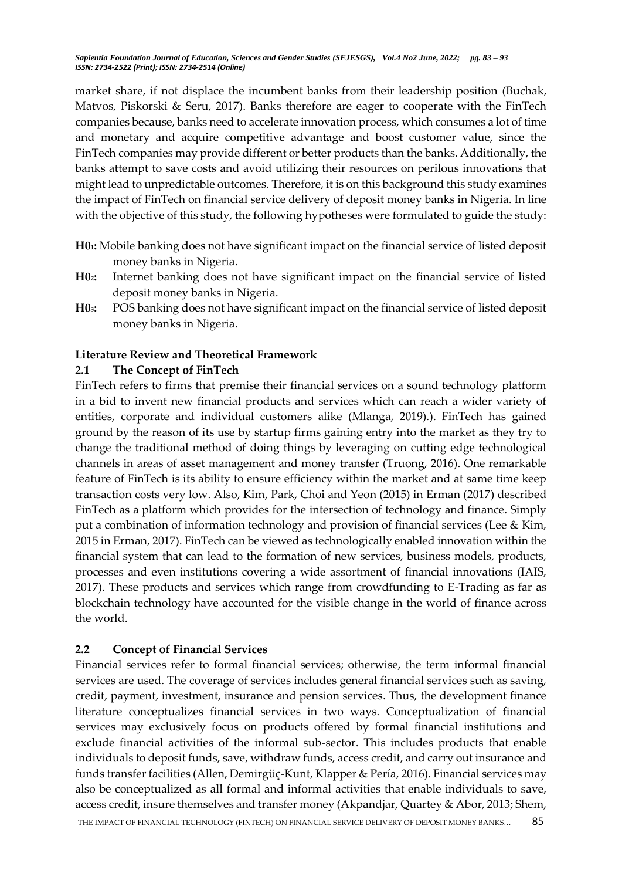market share, if not displace the incumbent banks from their leadership position (Buchak, Matvos, Piskorski & Seru, 2017). Banks therefore are eager to cooperate with the FinTech companies because, banks need to accelerate innovation process, which consumes a lot of time and monetary and acquire competitive advantage and boost customer value, since the FinTech companies may provide different or better products than the banks. Additionally, the banks attempt to save costs and avoid utilizing their resources on perilous innovations that might lead to unpredictable outcomes. Therefore, it is on this background this study examines the impact of FinTech on financial service delivery of deposit money banks in Nigeria. In line with the objective of this study, the following hypotheses were formulated to guide the study:

**H0[1]:** Mobile banking does not have significant impact on the financial service of listed deposit money banks in Nigeria.

**H0[2]:** Internet banking does not have significant impact on the financial service of listed deposit money banks in Nigeria.

**H0[3]:** POS banking does not have significant impact on the financial service of listed deposit money banks in Nigeria.

## Literature Review and Theoretical Framework

### 2.1 The Concept of FinTech

FinTech refers to firms that premise their financial services on a sound technology platform in a bid to invent new financial products and services which can reach a wider variety of entities, corporate and individual customers alike (Mlanga, 2019).). FinTech has gained ground by the reason of its use by startup firms gaining entry into the market as they try to change the traditional method of doing things by leveraging on cutting edge technological channels in areas of asset management and money transfer (Truong, 2016). One remarkable feature of FinTech is its ability to ensure efficiency within the market and at same time keep transaction costs very low. Also, Kim, Park, Choi and Yeon (2015) in Erman (2017) described FinTech as a platform which provides for the intersection of technology and finance. Simply put a combination of information technology and provision of financial services (Lee & Kim, 2015 in Erman, 2017). FinTech can be viewed as technologically enabled innovation within the financial system that can lead to the formation of new services, business models, products, processes and even institutions covering a wide assortment of financial innovations (IAIS, 2017). These products and services which range from crowdfunding to E-Trading as far as blockchain technology have accounted for the visible change in the world of finance across the world.

### 2.2 Concept of Financial Services

Financial services refer to formal financial services; otherwise, the term informal financial services are used. The coverage of services includes general financial services such as saving, credit, payment, investment, insurance and pension services. Thus, the development finance literature conceptualizes financial services in two ways. Conceptualization of financial services may exclusively focus on products offered by formal financial institutions and exclude financial activities of the informal sub-sector. This includes products that enable individuals to deposit funds, save, withdraw funds, access credit, and carry out insurance and funds transfer facilities (Allen, Demirgüç-Kunt, Klapper & Pería, 2016). Financial services may also be conceptualized as all formal and informal activities that enable individuals to save, access credit, insure themselves and transfer money (Akpandjar, Quartey & Abor, 2013; Shem,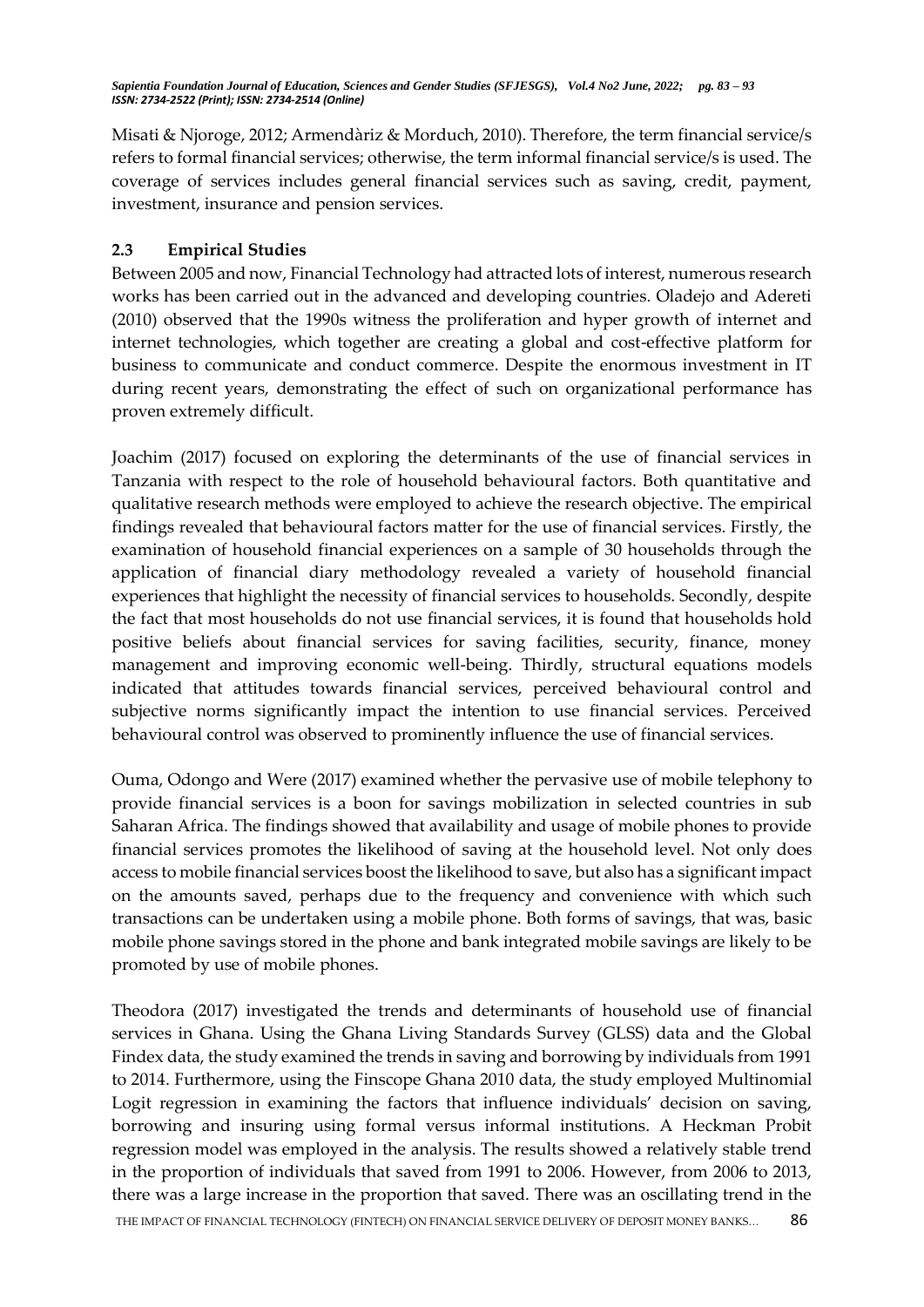Misati & Njoroge, 2012; Armendàriz & Morduch, 2010). Therefore, the term financial service/s refers to formal financial services; otherwise, the term informal financial service/s is used. The coverage of services includes general financial services such as saving, credit, payment, investment, insurance and pension services.

## 2.3 Empirical Studies

Between 2005 and now, Financial Technology had attracted lots of interest, numerous research works has been carried out in the advanced and developing countries. Oladejo and Adereti (2010) observed that the 1990s witness the proliferation and hyper growth of internet and internet technologies, which together are creating a global and cost-effective platform for business to communicate and conduct commerce. Despite the enormous investment in IT during recent years, demonstrating the effect of such on organizational performance has proven extremely difficult.

Joachim (2017) focused on exploring the determinants of the use of financial services in Tanzania with respect to the role of household behavioural factors. Both quantitative and qualitative research methods were employed to achieve the research objective. The empirical findings revealed that behavioural factors matter for the use of financial services. Firstly, the examination of household financial experiences on a sample of 30 households through the application of financial diary methodology revealed a variety of household financial experiences that highlight the necessity of financial services to households. Secondly, despite the fact that most households do not use financial services, it is found that households hold positive beliefs about financial services for saving facilities, security, finance, money management and improving economic well-being. Thirdly, structural equations models indicated that attitudes towards financial services, perceived behavioural control and subjective norms significantly impact the intention to use financial services. Perceived behavioural control was observed to prominently influence the use of financial services.

Ouma, Odongo and Were (2017) examined whether the pervasive use of mobile telephony to provide financial services is a boon for savings mobilization in selected countries in sub Saharan Africa. The findings showed that availability and usage of mobile phones to provide financial services promotes the likelihood of saving at the household level. Not only does access to mobile financial services boost the likelihood to save, but also has a significant impact on the amounts saved, perhaps due to the frequency and convenience with which such transactions can be undertaken using a mobile phone. Both forms of savings, that was, basic mobile phone savings stored in the phone and bank integrated mobile savings are likely to be promoted by use of mobile phones.

Theodora (2017) investigated the trends and determinants of household use of financial services in Ghana. Using the Ghana Living Standards Survey (GLSS) data and the Global Findex data, the study examined the trends in saving and borrowing by individuals from 1991 to 2014. Furthermore, using the Finscope Ghana 2010 data, the study employed Multinomial Logit regression in examining the factors that influence individuals' decision on saving, borrowing and insuring using formal versus informal institutions. A Heckman Probit regression model was employed in the analysis. The results showed a relatively stable trend in the proportion of individuals that saved from 1991 to 2006. However, from 2006 to 2013, there was a large increase in the proportion that saved. There was an oscillating trend in the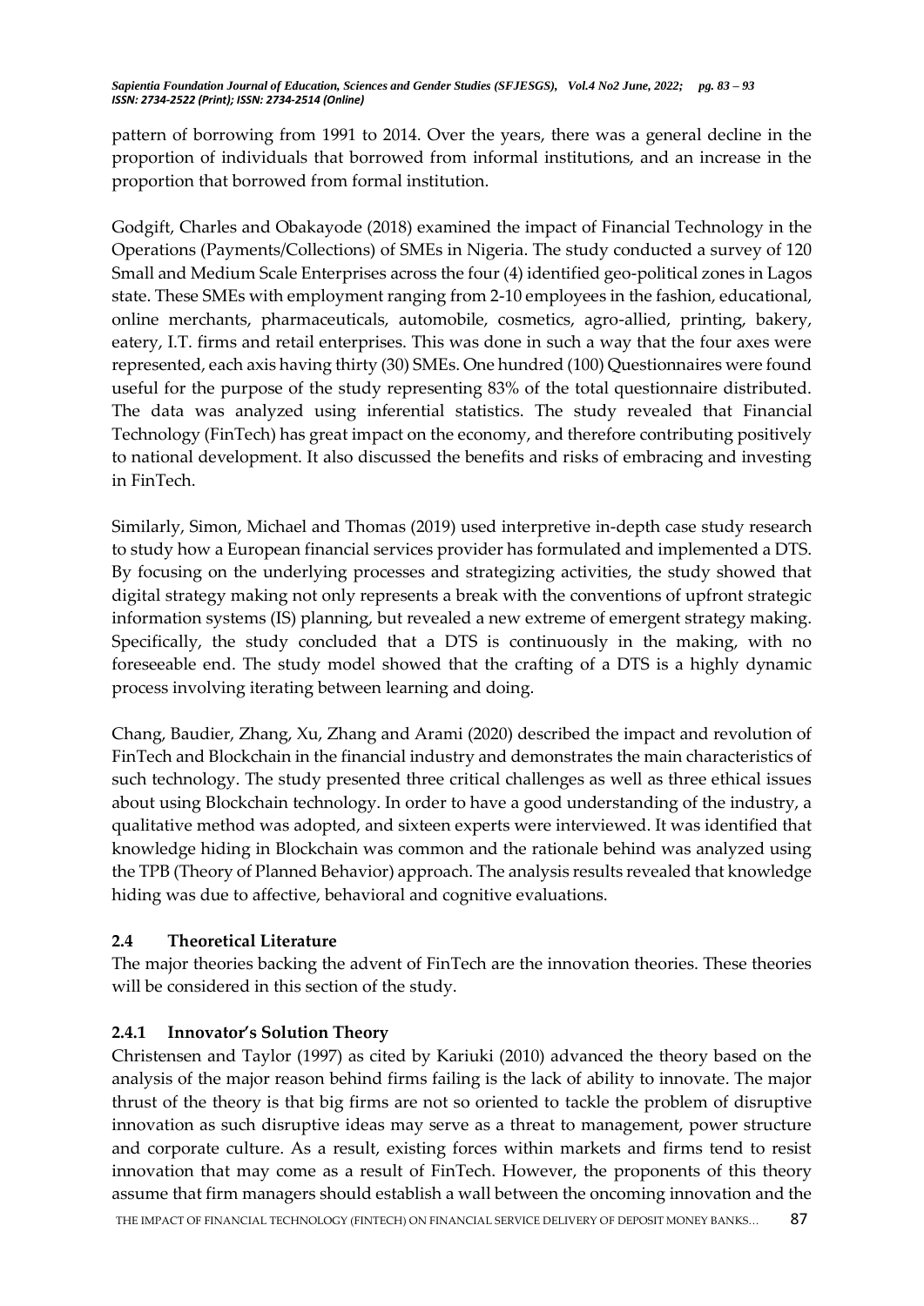pattern of borrowing from 1991 to 2014. Over the years, there was a general decline in the proportion of individuals that borrowed from informal institutions, and an increase in the proportion that borrowed from formal institution.

Godgift, Charles and Obakayode (2018) examined the impact of Financial Technology in the Operations (Payments/Collections) of SMEs in Nigeria. The study conducted a survey of 120 Small and Medium Scale Enterprises across the four (4) identified geo-political zones in Lagos state. These SMEs with employment ranging from 2-10 employees in the fashion, educational, online merchants, pharmaceuticals, automobile, cosmetics, agro-allied, printing, bakery, eatery, I.T. firms and retail enterprises. This was done in such a way that the four axes were represented, each axis having thirty (30) SMEs. One hundred (100) Questionnaires were found useful for the purpose of the study representing 83% of the total questionnaire distributed. The data was analyzed using inferential statistics. The study revealed that Financial Technology (FinTech) has great impact on the economy, and therefore contributing positively to national development. It also discussed the benefits and risks of embracing and investing in FinTech.

Similarly, Simon, Michael and Thomas (2019) used interpretive in-depth case study research to study how a European financial services provider has formulated and implemented a DTS. By focusing on the underlying processes and strategizing activities, the study showed that digital strategy making not only represents a break with the conventions of upfront strategic information systems (IS) planning, but revealed a new extreme of emergent strategy making. Specifically, the study concluded that a DTS is continuously in the making, with no foreseeable end. The study model showed that the crafting of a DTS is a highly dynamic process involving iterating between learning and doing.

Chang, Baudier, Zhang, Xu, Zhang and Arami (2020) described the impact and revolution of FinTech and Blockchain in the financial industry and demonstrates the main characteristics of such technology. The study presented three critical challenges as well as three ethical issues about using Blockchain technology. In order to have a good understanding of the industry, a qualitative method was adopted, and sixteen experts were interviewed. It was identified that knowledge hiding in Blockchain was common and the rationale behind was analyzed using the TPB (Theory of Planned Behavior) approach. The analysis results revealed that knowledge hiding was due to affective, behavioral and cognitive evaluations.

## 2.4 Theoretical Literature

The major theories backing the advent of FinTech are the innovation theories. These theories will be considered in this section of the study.

### 2.4.1 Innovator's Solution Theory

Christensen and Taylor (1997) as cited by Kariuki (2010) advanced the theory based on the analysis of the major reason behind firms failing is the lack of ability to innovate. The major thrust of the theory is that big firms are not so oriented to tackle the problem of disruptive innovation as such disruptive ideas may serve as a threat to management, power structure and corporate culture. As a result, existing forces within markets and firms tend to resist innovation that may come as a result of FinTech. However, the proponents of this theory assume that firm managers should establish a wall between the oncoming innovation and the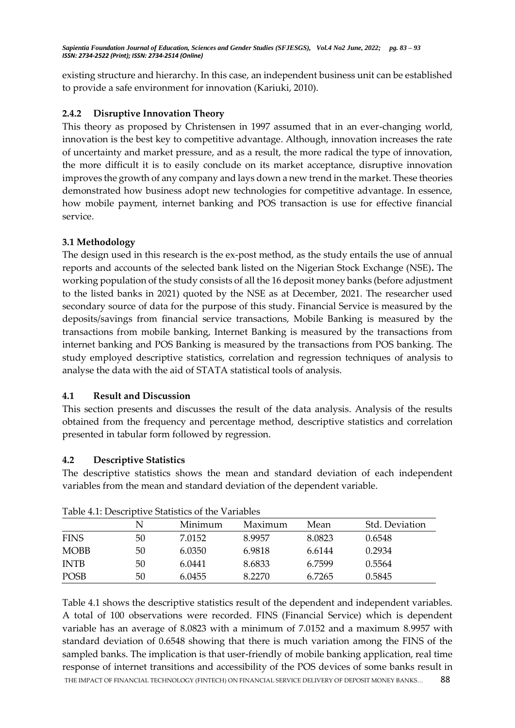existing structure and hierarchy. In this case, an independent business unit can be established to provide a safe environment for innovation (Kariuki, 2010).

### 2.4.2 Disruptive Innovation Theory

This theory as proposed by Christensen in 1997 assumed that in an ever-changing world, innovation is the best key to competitive advantage. Although, innovation increases the rate of uncertainty and market pressure, and as a result, the more radical the type of innovation, the more difficult it is to easily conclude on its market acceptance, disruptive innovation improves the growth of any company and lays down a new trend in the market. These theories demonstrated how business adopt new technologies for competitive advantage. In essence, how mobile payment, internet banking and POS transaction is use for effective financial service.

## 3.1 Methodology

The design used in this research is the ex-post method, as the study entails the use of annual reports and accounts of the selected bank listed on the Nigerian Stock Exchange (NSE)**.** The working population of the study consists of all the 16 deposit money banks (before adjustment to the listed banks in 2021) quoted by the NSE as at December, 2021. The researcher used secondary source of data for the purpose of this study. Financial Service is measured by the deposits/savings from financial service transactions, Mobile Banking is measured by the transactions from mobile banking, Internet Banking is measured by the transactions from internet banking and POS Banking is measured by the transactions from POS banking. The study employed descriptive statistics, correlation and regression techniques of analysis to analyse the data with the aid of STATA statistical tools of analysis.

## 4.1 Result and Discussion

This section presents and discusses the result of the data analysis. Analysis of the results obtained from the frequency and percentage method, descriptive statistics and correlation presented in tabular form followed by regression.

## 4.2 Descriptive Statistics

The descriptive statistics shows the mean and standard deviation of each independent variables from the mean and standard deviation of the dependent variable.

Table 4.1: Descriptive Statistics of the Variables

| | N | Minimum | Maximum | Mean | Std. Deviation |
|---|---|---|---|---|---|
| FINS | 50 | 7.0152 | 8.9957 | 8.0823 | 0.6548 |
| MOBB | 50 | 6.0350 | 6.9818 | 6.6144 | 0.2934 |
| INTB | 50 | 6.0441 | 8.6833 | 6.7599 | 0.5564 |
| POSB | 50 | 6.0455 | 8.2270 | 6.7265 | 0.5845 |

Table 4.1 shows the descriptive statistics result of the dependent and independent variables. A total of 100 observations were recorded. FINS (Financial Service) which is dependent variable has an average of 8.0823 with a minimum of 7.0152 and a maximum 8.9957 with standard deviation of 0.6548 showing that there is much variation among the FINS of the sampled banks. The implication is that user-friendly of mobile banking application, real time response of internet transitions and accessibility of the POS devices of some banks result in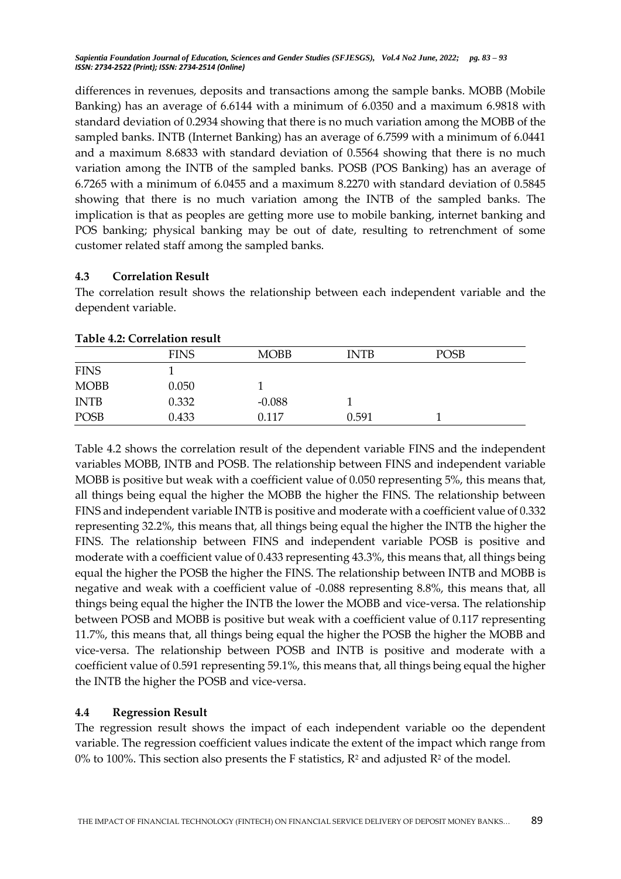differences in revenues, deposits and transactions among the sample banks. MOBB (Mobile Banking) has an average of 6.6144 with a minimum of 6.0350 and a maximum 6.9818 with standard deviation of 0.2934 showing that there is no much variation among the MOBB of the sampled banks. INTB (Internet Banking) has an average of 6.7599 with a minimum of 6.0441 and a maximum 8.6833 with standard deviation of 0.5564 showing that there is no much variation among the INTB of the sampled banks. POSB (POS Banking) has an average of 6.7265 with a minimum of 6.0455 and a maximum 8.2270 with standard deviation of 0.5845 showing that there is no much variation among the INTB of the sampled banks. The implication is that as peoples are getting more use to mobile banking, internet banking and POS banking; physical banking may be out of date, resulting to retrenchment of some customer related staff among the sampled banks.

### 4.3 Correlation Result

The correlation result shows the relationship between each independent variable and the dependent variable.

**Table 4.2: Correlation result**

| | FINS | MOBB | INTB | POSB |
|---|---|---|---|---|
| FINS | 1 | | | |
| MOBB | 0.050 | 1 | | |
| INTB | 0.332 | -0.088 | 1 | |
| POSB | 0.433 | 0.117 | 0.591 | 1 |

Table 4.2 shows the correlation result of the dependent variable FINS and the independent variables MOBB, INTB and POSB. The relationship between FINS and independent variable MOBB is positive but weak with a coefficient value of 0.050 representing 5%, this means that, all things being equal the higher the MOBB the higher the FINS. The relationship between FINS and independent variable INTB is positive and moderate with a coefficient value of 0.332 representing 32.2%, this means that, all things being equal the higher the INTB the higher the FINS. The relationship between FINS and independent variable POSB is positive and moderate with a coefficient value of 0.433 representing 43.3%, this means that, all things being equal the higher the POSB the higher the FINS. The relationship between INTB and MOBB is negative and weak with a coefficient value of -0.088 representing 8.8%, this means that, all things being equal the higher the INTB the lower the MOBB and vice-versa. The relationship between POSB and MOBB is positive but weak with a coefficient value of 0.117 representing 11.7%, this means that, all things being equal the higher the POSB the higher the MOBB and vice-versa. The relationship between POSB and INTB is positive and moderate with a coefficient value of 0.591 representing 59.1%, this means that, all things being equal the higher the INTB the higher the POSB and vice-versa.

### 4.4 Regression Result

The regression result shows the impact of each independent variable oo the dependent variable. The regression coefficient values indicate the extent of the impact which range from 0% to 100%. This section also presents the F statistics, $R^2$ and adjusted $R^2$ of the model.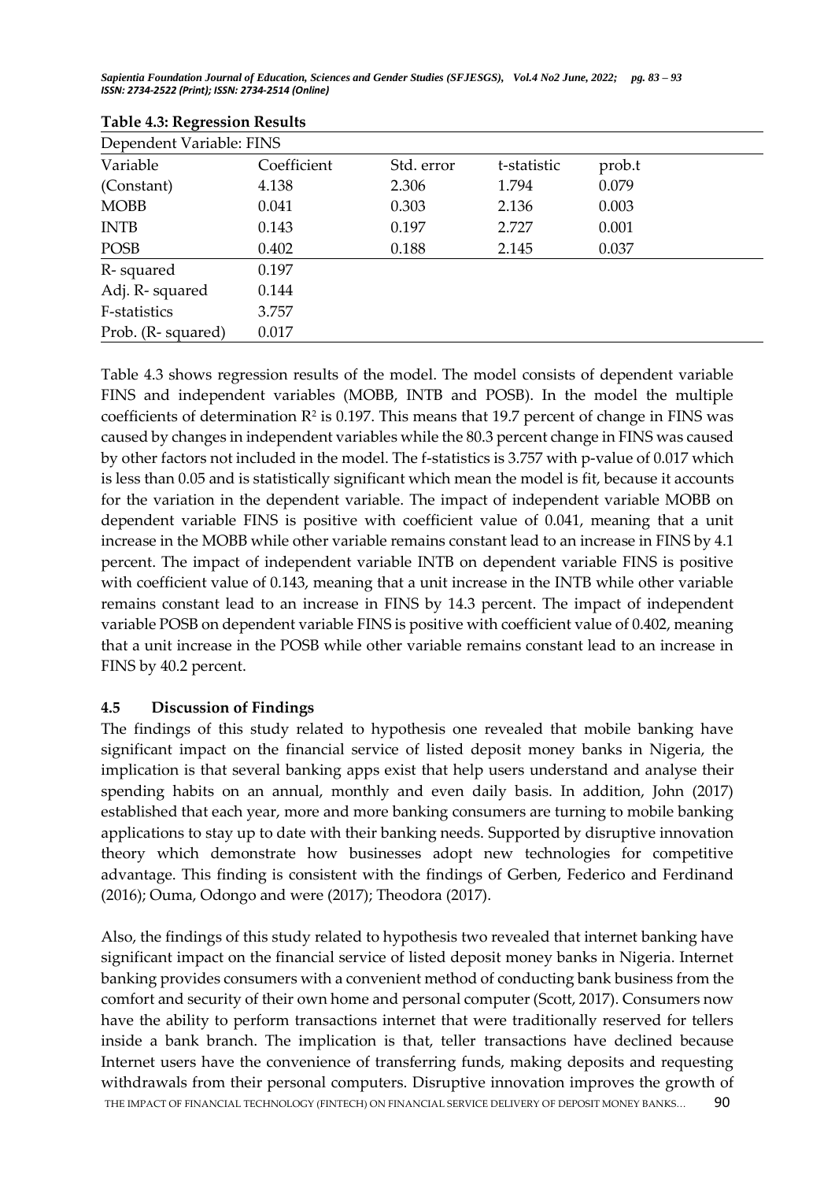**Table 4.3: Regression Results**

| Dependent Variable: FINS | | | | |
|---|---|---|---|---|
| Variable | Coefficient | Std. error | t-statistic | prob.t |
| (Constant) | 4.138 | 2.306 | 1.794 | 0.079 |
| MOBB | 0.041 | 0.303 | 2.136 | 0.003 |
| INTB | 0.143 | 0.197 | 2.727 | 0.001 |
| POSB | 0.402 | 0.188 | 2.145 | 0.037 |
| R- squared | 0.197 | | | |
| Adj. R- squared | 0.144 | | | |
| F-statistics | 3.757 | | | |
| Prob. (R- squared) | 0.017 | | | |

Table 4.3 shows regression results of the model. The model consists of dependent variable FINS and independent variables (MOBB, INTB and POSB). In the model the multiple coefficients of determination $R^2$ is 0.197. This means that 19.7 percent of change in FINS was caused by changes in independent variables while the 80.3 percent change in FINS was caused by other factors not included in the model. The f-statistics is 3.757 with p-value of 0.017 which is less than 0.05 and is statistically significant which mean the model is fit, because it accounts for the variation in the dependent variable. The impact of independent variable MOBB on dependent variable FINS is positive with coefficient value of 0.041, meaning that a unit increase in the MOBB while other variable remains constant lead to an increase in FINS by 4.1 percent. The impact of independent variable INTB on dependent variable FINS is positive with coefficient value of 0.143, meaning that a unit increase in the INTB while other variable remains constant lead to an increase in FINS by 14.3 percent. The impact of independent variable POSB on dependent variable FINS is positive with coefficient value of 0.402, meaning that a unit increase in the POSB while other variable remains constant lead to an increase in FINS by 40.2 percent.

### 4.5 Discussion of Findings

The findings of this study related to hypothesis one revealed that mobile banking have significant impact on the financial service of listed deposit money banks in Nigeria, the implication is that several banking apps exist that help users understand and analyse their spending habits on an annual, monthly and even daily basis. In addition, John (2017) established that each year, more and more banking consumers are turning to mobile banking applications to stay up to date with their banking needs. Supported by disruptive innovation theory which demonstrate how businesses adopt new technologies for competitive advantage. This finding is consistent with the findings of Gerben, Federico and Ferdinand (2016); Ouma, Odongo and were (2017); Theodora (2017).

Also, the findings of this study related to hypothesis two revealed that internet banking have significant impact on the financial service of listed deposit money banks in Nigeria. Internet banking provides consumers with a convenient method of conducting bank business from the comfort and security of their own home and personal computer (Scott, 2017). Consumers now have the ability to perform transactions internet that were traditionally reserved for tellers inside a bank branch. The implication is that, teller transactions have declined because Internet users have the convenience of transferring funds, making deposits and requesting withdrawals from their personal computers. Disruptive innovation improves the growth of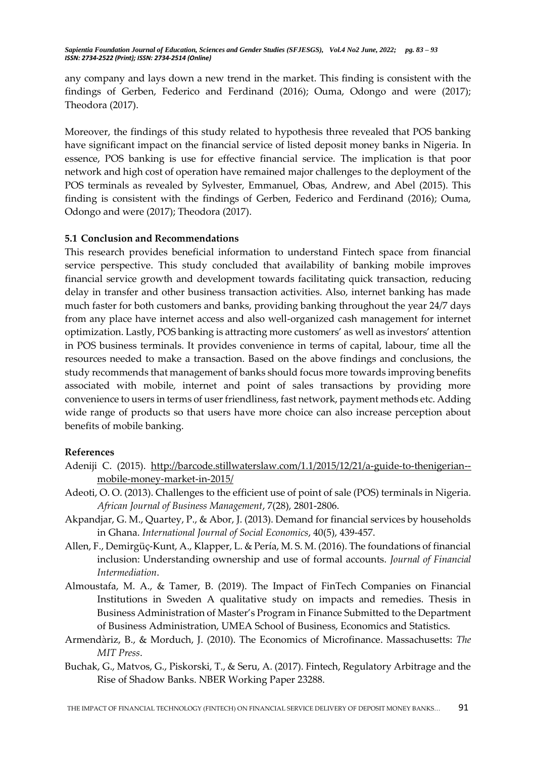any company and lays down a new trend in the market. This finding is consistent with the findings of Gerben, Federico and Ferdinand (2016); Ouma, Odongo and were (2017); Theodora (2017).

Moreover, the findings of this study related to hypothesis three revealed that POS banking have significant impact on the financial service of listed deposit money banks in Nigeria. In essence, POS banking is use for effective financial service. The implication is that poor network and high cost of operation have remained major challenges to the deployment of the POS terminals as revealed by Sylvester, Emmanuel, Obas, Andrew, and Abel (2015). This finding is consistent with the findings of Gerben, Federico and Ferdinand (2016); Ouma, Odongo and were (2017); Theodora (2017).

### 5.1 Conclusion and Recommendations

This research provides beneficial information to understand Fintech space from financial service perspective. This study concluded that availability of banking mobile improves financial service growth and development towards facilitating quick transaction, reducing delay in transfer and other business transaction activities. Also, internet banking has made much faster for both customers and banks, providing banking throughout the year 24/7 days from any place have internet access and also well-organized cash management for internet optimization. Lastly, POS banking is attracting more customers' as well as investors' attention in POS business terminals. It provides convenience in terms of capital, labour, time all the resources needed to make a transaction. Based on the above findings and conclusions, the study recommends that management of banks should focus more towards improving benefits associated with mobile, internet and point of sales transactions by providing more convenience to users in terms of user friendliness, fast network, payment methods etc. Adding wide range of products so that users have more choice can also increase perception about benefits of mobile banking.

### References

Adeniji C. (2015). http://barcode.stillwaterslaw.com/1.1/2015/12/21/a-guide-to-thenigerian--mobile-money-market-in-2015/

Adeoti, O. O. (2013). Challenges to the efficient use of point of sale (POS) terminals in Nigeria. *African Journal of Business Management*, 7(28), 2801-2806.

Akpandjar, G. M., Quartey, P., & Abor, J. (2013). Demand for financial services by households in Ghana. *International Journal of Social Economics*, 40(5), 439-457.

Allen, F., Demirgüç-Kunt, A., Klapper, L. & Pería, M. S. M. (2016). The foundations of financial inclusion: Understanding ownership and use of formal accounts. *Journal of Financial Intermediation*.

Almoustafa, M. A., & Tamer, B. (2019). The Impact of FinTech Companies on Financial Institutions in Sweden A qualitative study on impacts and remedies. Thesis in Business Administration of Master's Program in Finance Submitted to the Department of Business Administration, UMEA School of Business, Economics and Statistics.

Armendàriz, B., & Morduch, J. (2010). The Economics of Microfinance. Massachusetts: *The MIT Press*.

Buchak, G., Matvos, G., Piskorski, T., & Seru, A. (2017). Fintech, Regulatory Arbitrage and the Rise of Shadow Banks. NBER Working Paper 23288.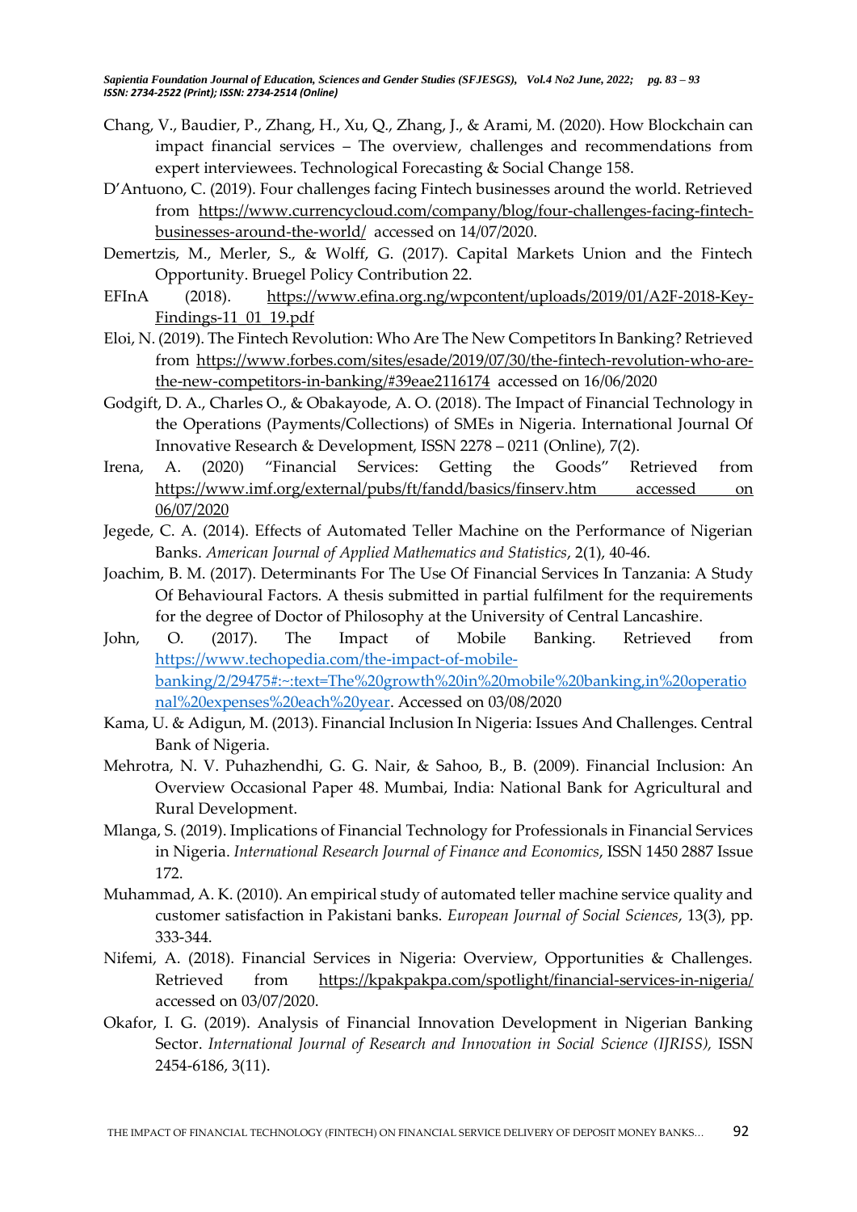Chang, V., Baudier, P., Zhang, H., Xu, Q., Zhang, J., & Arami, M. (2020). How Blockchain can impact financial services – The overview, challenges and recommendations from expert interviewees. Technological Forecasting & Social Change 158.

D'Antuono, C. (2019). Four challenges facing Fintech businesses around the world. Retrieved from https://www.currencycloud.com/company/blog/four-challenges-facing-fintech-businesses-around-the-world/ accessed on 14/07/2020.

Demertzis, M., Merler, S., & Wolff, G. (2017). Capital Markets Union and the Fintech Opportunity. Bruegel Policy Contribution 22.

EFInA (2018). https://www.efina.org.ng/wpcontent/uploads/2019/01/A2F-2018-Key-Findings-11_01_19.pdf

Eloi, N. (2019). The Fintech Revolution: Who Are The New Competitors In Banking? Retrieved from https://www.forbes.com/sites/esade/2019/07/30/the-fintech-revolution-who-are-the-new-competitors-in-banking/#39eae2116174 accessed on 16/06/2020

Godgift, D. A., Charles O., & Obakayode, A. O. (2018). The Impact of Financial Technology in the Operations (Payments/Collections) of SMEs in Nigeria. International Journal Of Innovative Research & Development, ISSN 2278 – 0211 (Online), 7(2).

Irena, A. (2020) "Financial Services: Getting the Goods" Retrieved from https://www.imf.org/external/pubs/ft/fandd/basics/finserv.htm accessed on 06/07/2020

Jegede, C. A. (2014). Effects of Automated Teller Machine on the Performance of Nigerian Banks. *American Journal of Applied Mathematics and Statistics*, 2(1), 40-46.

Joachim, B. M. (2017). Determinants For The Use Of Financial Services In Tanzania: A Study Of Behavioural Factors. A thesis submitted in partial fulfilment for the requirements for the degree of Doctor of Philosophy at the University of Central Lancashire.

John, O. (2017). The Impact of Mobile Banking. Retrieved from https://www.techopedia.com/the-impact-of-mobile-banking/2/29475#:~:text=The%20growth%20in%20mobile%20banking,in%20operational%20expenses%20each%20year. Accessed on 03/08/2020

Kama, U. & Adigun, M. (2013). Financial Inclusion In Nigeria: Issues And Challenges. Central Bank of Nigeria.

Mehrotra, N. V. Puhazhendhi, G. G. Nair, & Sahoo, B., B. (2009). Financial Inclusion: An Overview Occasional Paper 48. Mumbai, India: National Bank for Agricultural and Rural Development.

Mlanga, S. (2019). Implications of Financial Technology for Professionals in Financial Services in Nigeria. *International Research Journal of Finance and Economics*, ISSN 1450 2887 Issue 172.

Muhammad, A. K. (2010). An empirical study of automated teller machine service quality and customer satisfaction in Pakistani banks. *European Journal of Social Sciences*, 13(3), pp. 333-344.

Nifemi, A. (2018). Financial Services in Nigeria: Overview, Opportunities & Challenges. Retrieved from https://kpakpakpa.com/spotlight/financial-services-in-nigeria/ accessed on 03/07/2020.

Okafor, I. G. (2019). Analysis of Financial Innovation Development in Nigerian Banking Sector. *International Journal of Research and Innovation in Social Science (IJRISS),* ISSN 2454-6186, 3(11).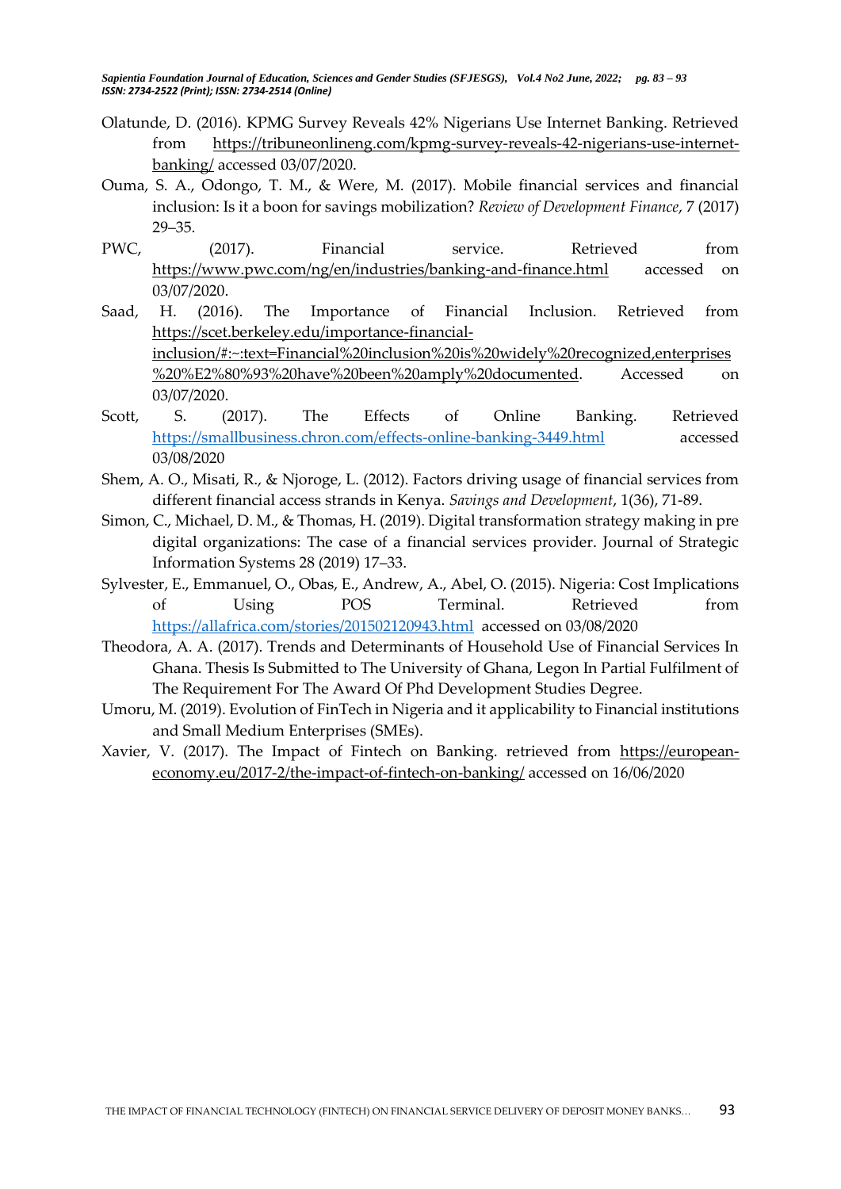Olatunde, D. (2016). KPMG Survey Reveals 42% Nigerians Use Internet Banking. Retrieved from https://tribuneonlineng.com/kpmg-survey-reveals-42-nigerians-use-internet-banking/ accessed 03/07/2020.

Ouma, S. A., Odongo, T. M., & Were, M. (2017). Mobile financial services and financial inclusion: Is it a boon for savings mobilization? *Review of Development Finance*, 7 (2017) 29–35.

PWC, (2017). Financial service. Retrieved from https://www.pwc.com/ng/en/industries/banking-and-finance.html accessed on 03/07/2020.

Saad, H. (2016). The Importance of Financial Inclusion. Retrieved from https://scet.berkeley.edu/importance-financial-inclusion/#:~:text=Financial%20inclusion%20is%20widely%20recognized,enterprises%20%E2%80%93%20have%20been%20amply%20documented. Accessed on 03/07/2020.

Scott, S. (2017). The Effects of Online Banking. Retrieved https://smallbusiness.chron.com/effects-online-banking-3449.html accessed 03/08/2020

Shem, A. O., Misati, R., & Njoroge, L. (2012). Factors driving usage of financial services from different financial access strands in Kenya. *Savings and Development*, 1(36), 71-89.

Simon, C., Michael, D. M., & Thomas, H. (2019). Digital transformation strategy making in pre digital organizations: The case of a financial services provider. Journal of Strategic Information Systems 28 (2019) 17–33.

Sylvester, E., Emmanuel, O., Obas, E., Andrew, A., Abel, O. (2015). Nigeria: Cost Implications of Using POS Terminal. Retrieved from https://allafrica.com/stories/201502120943.html accessed on 03/08/2020

Theodora, A. A. (2017). Trends and Determinants of Household Use of Financial Services In Ghana. Thesis Is Submitted to The University of Ghana, Legon In Partial Fulfilment of The Requirement For The Award Of Phd Development Studies Degree.

Umoru, M. (2019). Evolution of FinTech in Nigeria and it applicability to Financial institutions and Small Medium Enterprises (SMEs).

Xavier, V. (2017). The Impact of Fintech on Banking. retrieved from https://european-economy.eu/2017-2/the-impact-of-fintech-on-banking/ accessed on 16/06/2020